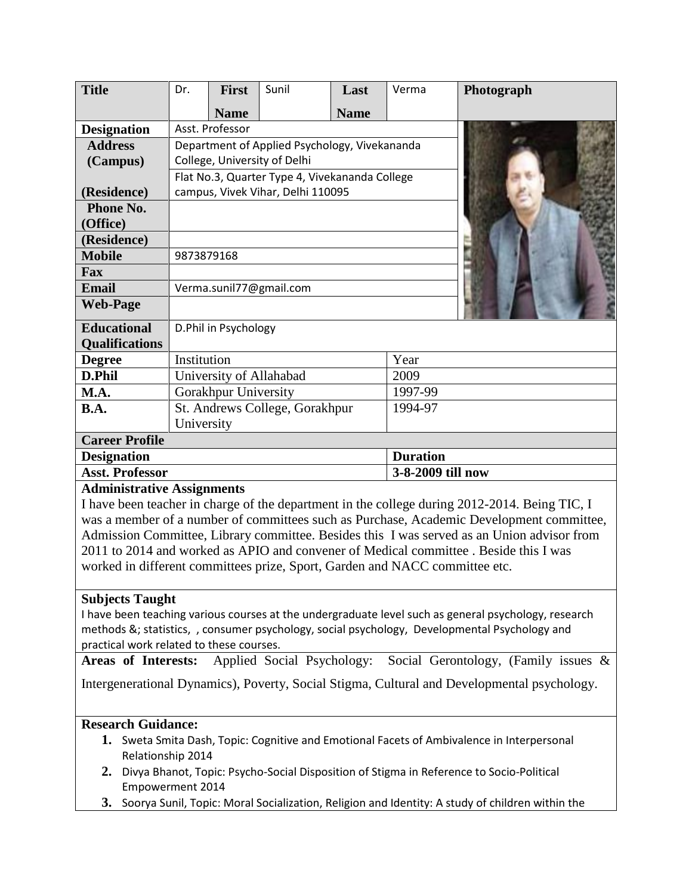| Title | Dr. | First Name | Sunil | Last Name | Verma | Photograph |
|---|---|---|---|---|---|---|
| Designation | Asst. Professor | | | | | |
| Address (Campus) | Department of Applied Psychology, Vivekananda College, University of Delhi | | | | | |
| (Residence) | Flat No.3, Quarter Type 4, Vivekananda College campus, Vivek Vihar, Delhi 110095 | | | | | |
| Phone No. (Office) | | | | | | |
| (Residence) | | | | | | |
| Mobile | 9873879168 | | | | | |
| Fax | | | | | | |
| Email | Verma.sunil77@gmail.com | | | | | |
| Web-Page | | | | | | |

| Educational Qualifications | D.Phil in Psychology | |
|---|---|---|
| **Degree** | Institution | Year |
| **D.Phil** | University of Allahabad | 2009 |
| **M.A.** | Gorakhpur University | 1997-99 |
| **B.A.** | St. Andrews College, Gorakhpur University | 1994-97 |

**Career Profile**

| Designation | Duration |
|---|---|
| **Asst. Professor** | **3-8-2009 till now** |

**Administrative Assignments**

I have been teacher in charge of the department in the college during 2012-2014. Being TIC, I was a member of a number of committees such as Purchase, Academic Development committee, Admission Committee, Library committee. Besides this I was served as an Union advisor from 2011 to 2014 and worked as APIO and convener of Medical committee . Beside this I was worked in different committees prize, Sport, Garden and NACC committee etc.

**Subjects Taught**

I have been teaching various courses at the undergraduate level such as general psychology, research methods &; statistics, , consumer psychology, social psychology, Developmental Psychology and practical work related to these courses.

**Areas of Interests:** Applied Social Psychology: Social Gerontology, (Family issues & Intergenerational Dynamics), Poverty, Social Stigma, Cultural and Developmental psychology.

**Research Guidance:**

1. Sweta Smita Dash, Topic: Cognitive and Emotional Facets of Ambivalence in Interpersonal Relationship 2014
2. Divya Bhanot, Topic: Psycho-Social Disposition of Stigma in Reference to Socio-Political Empowerment 2014
3. Soorya Sunil, Topic: Moral Socialization, Religion and Identity: A study of children within the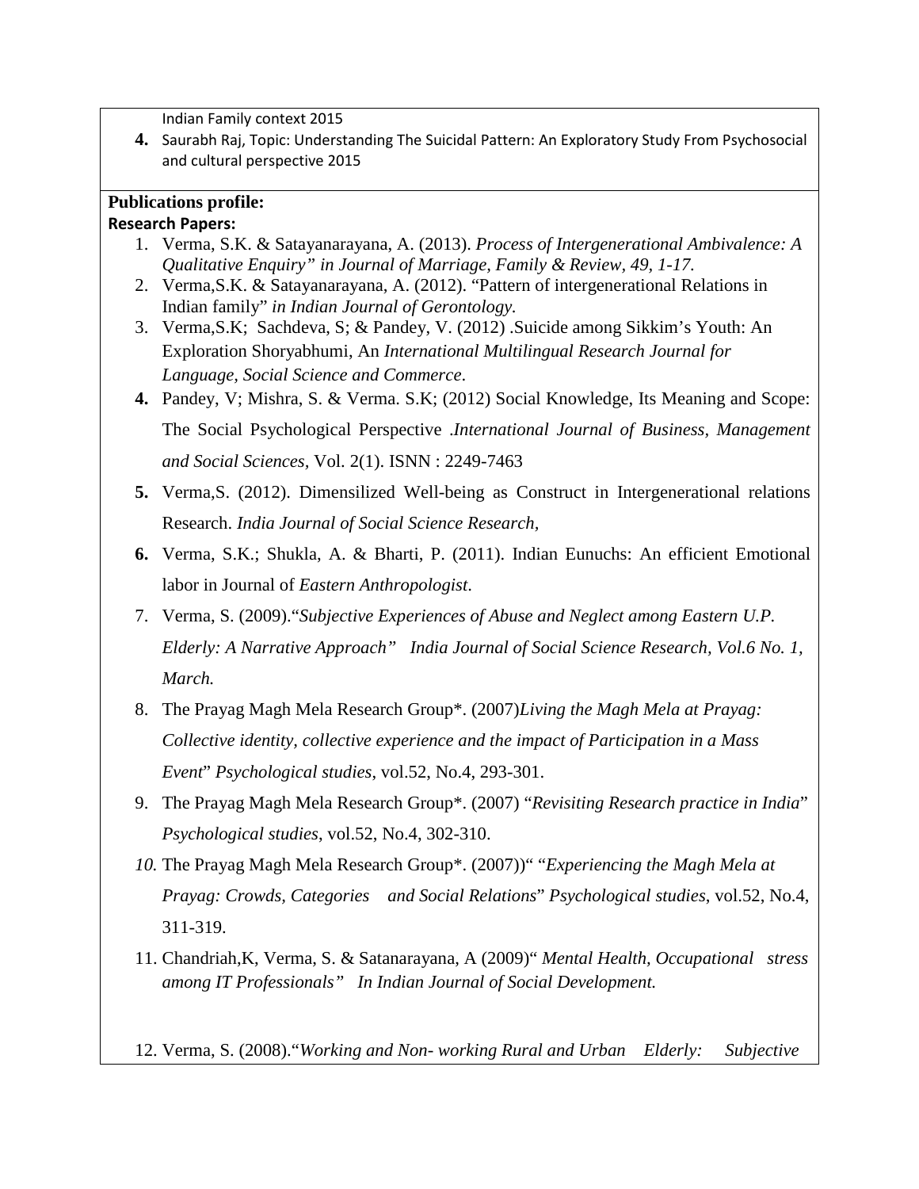Indian Family context 2015

4. Saurabh Raj, Topic: Understanding The Suicidal Pattern: An Exploratory Study From Psychosocial and cultural perspective 2015

**Publications profile:**

**Research Papers:**

1. Verma, S.K. & Satayanarayana, A. (2013). *Process of Intergenerational Ambivalence: A Qualitative Enquiry" in Journal of Marriage, Family & Review, 49, 1-17.*
2. Verma,S.K. & Satayanarayana, A. (2012). "Pattern of intergenerational Relations in Indian family" *in Indian Journal of Gerontology.*
3. Verma,S.K; Sachdeva, S; & Pandey, V. (2012) .Suicide among Sikkim's Youth: An Exploration Shoryabhumi, An *International Multilingual Research Journal for Language, Social Science and Commerce*.
4. Pandey, V; Mishra, S. & Verma. S.K; (2012) Social Knowledge, Its Meaning and Scope: The Social Psychological Perspective .*International Journal of Business, Management and Social Sciences*, Vol. 2(1). ISNN : 2249-7463
5. Verma,S. (2012). Dimensilized Well-being as Construct in Intergenerational relations Research. *India Journal of Social Science Research,*
6. Verma, S.K.; Shukla, A. & Bharti, P. (2011). Indian Eunuchs: An efficient Emotional labor in Journal of *Eastern Anthropologist*.
7. Verma, S. (2009)."*Subjective Experiences of Abuse and Neglect among Eastern U.P. Elderly: A Narrative Approach" India Journal of Social Science Research, Vol.6 No. 1, March.*
8. The Prayag Magh Mela Research Group*. (2007)*Living the Magh Mela at Prayag: Collective identity, collective experience and the impact of Participation in a Mass Event*" *Psychological studies*, vol.52, No.4, 293-301.
9. The Prayag Magh Mela Research Group*. (2007) "*Revisiting Research practice in India*" *Psychological studies*, vol.52, No.4, 302-310.
10. The Prayag Magh Mela Research Group*. (2007))" "*Experiencing the Magh Mela at Prayag: Crowds, Categories and Social Relations*" *Psychological studies*, vol.52, No.4, 311-319.
11. Chandriah,K, Verma, S. & Satanarayana, A (2009)" *Mental Health, Occupational stress among IT Professionals" In Indian Journal of Social Development.*
12. Verma, S. (2008)."*Working and Non- working Rural and Urban Elderly: Subjective*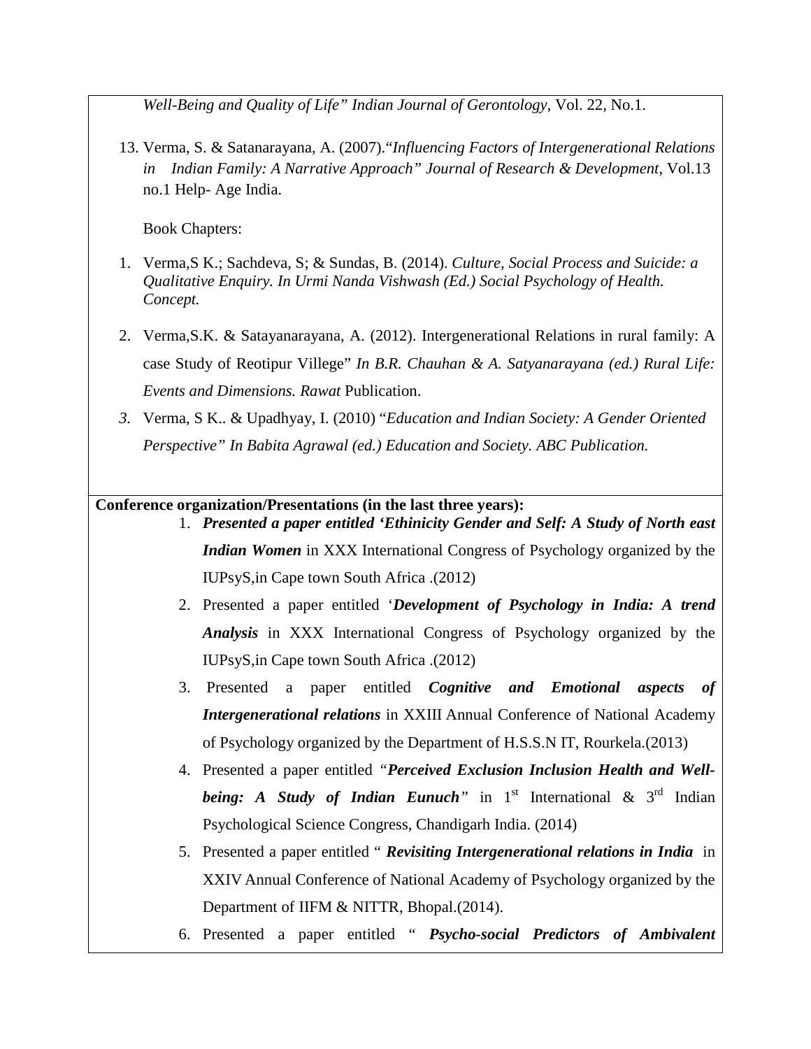*Well-Being and Quality of Life" Indian Journal of Gerontology*, Vol. 22, No.1.

13. Verma, S. & Satanarayana, A. (2007)."*Influencing Factors of Intergenerational Relations in Indian Family: A Narrative Approach" Journal of Research & Development*, Vol.13 no.1 Help- Age India.

Book Chapters:

1. Verma,S K.; Sachdeva, S; & Sundas, B. (2014). *Culture, Social Process and Suicide: a Qualitative Enquiry. In Urmi Nanda Vishwash (Ed.) Social Psychology of Health. Concept.*
2. Verma,S.K. & Satayanarayana, A. (2012). Intergenerational Relations in rural family: A case Study of Reotipur Villege" *In B.R. Chauhan & A. Satyanarayana (ed.) Rural Life: Events and Dimensions. Rawat* Publication.
3. Verma, S K.. & Upadhyay, I. (2010) "*Education and Indian Society: A Gender Oriented Perspective" In Babita Agrawal (ed.) Education and Society. ABC Publication.*

**Conference organization/Presentations (in the last three years):**

1. ***Presented a paper entitled 'Ethinicity Gender and Self: A Study of North east Indian Women*** in XXX International Congress of Psychology organized by the IUPsyS,in Cape town South Africa .(2012)
2. Presented a paper entitled '***Development of Psychology in India: A trend Analysis*** in XXX International Congress of Psychology organized by the IUPsyS,in Cape town South Africa .(2012)
3. Presented a paper entitled ***Cognitive and Emotional aspects of Intergenerational relations*** in XXIII Annual Conference of National Academy of Psychology organized by the Department of H.S.S.N IT, Rourkela.(2013)
4. Presented a paper entitled *"**Perceived Exclusion Inclusion Health and Well-being: A Study of Indian Eunuch**"* in 1st International & 3rd Indian Psychological Science Congress, Chandigarh India. (2014)
5. Presented a paper entitled " ***Revisiting Intergenerational relations in India*** in XXIV Annual Conference of National Academy of Psychology organized by the Department of IIFM & NITTR, Bhopal.(2014).
6. Presented a paper entitled " ***Psycho-social Predictors of Ambivalent***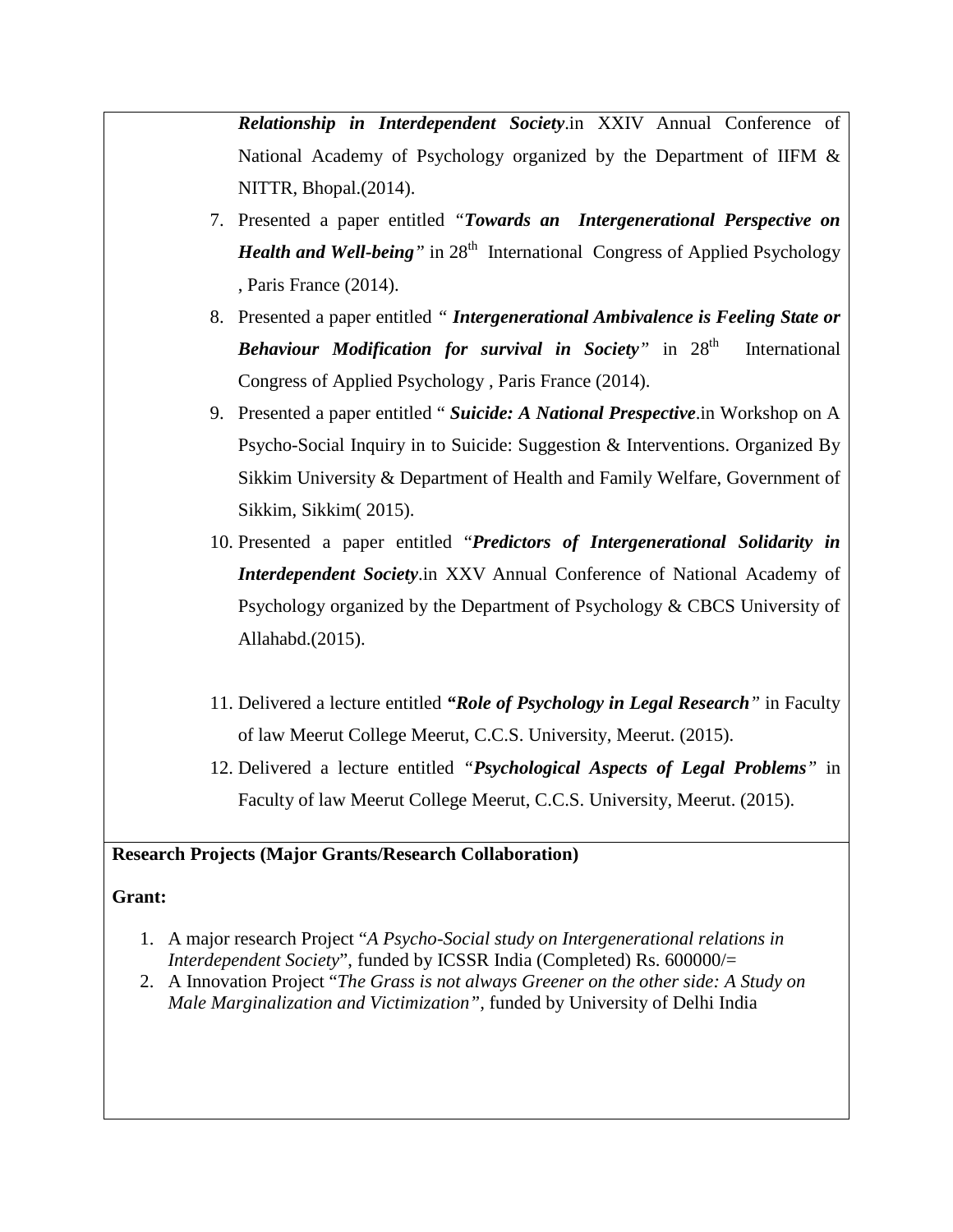***Relationship in Interdependent Society***.in XXIV Annual Conference of National Academy of Psychology organized by the Department of IIFM & NITTR, Bhopal.(2014).

7. Presented a paper entitled *"**Towards an Intergenerational Perspective on Health and Well-being**"* in 28th International Congress of Applied Psychology , Paris France (2014).
8. Presented a paper entitled *" **Intergenerational Ambivalence is Feeling State or Behaviour Modification for survival in Society**"* in 28th International Congress of Applied Psychology , Paris France (2014).
9. Presented a paper entitled " ***Suicide: A National Prespective***.in Workshop on A Psycho-Social Inquiry in to Suicide: Suggestion & Interventions. Organized By Sikkim University & Department of Health and Family Welfare, Government of Sikkim, Sikkim( 2015).
10. Presented a paper entitled *"**Predictors of Intergenerational Solidarity in Interdependent Society***.in XXV Annual Conference of National Academy of Psychology organized by the Department of Psychology & CBCS University of Allahabd.(2015).
11. Delivered a lecture entitled ***"Role of Psychology in Legal Research"*** in Faculty of law Meerut College Meerut, C.C.S. University, Meerut. (2015).
12. Delivered a lecture entitled *"**Psychological Aspects of Legal Problems**"* in Faculty of law Meerut College Meerut, C.C.S. University, Meerut. (2015).

**Research Projects (Major Grants/Research Collaboration)**

**Grant:**

1. A major research Project "*A Psycho-Social study on Intergenerational relations in Interdependent Society*", funded by ICSSR India (Completed) Rs. 600000/=
2. A Innovation Project "*The Grass is not always Greener on the other side: A Study on Male Marginalization and Victimization"*, funded by University of Delhi India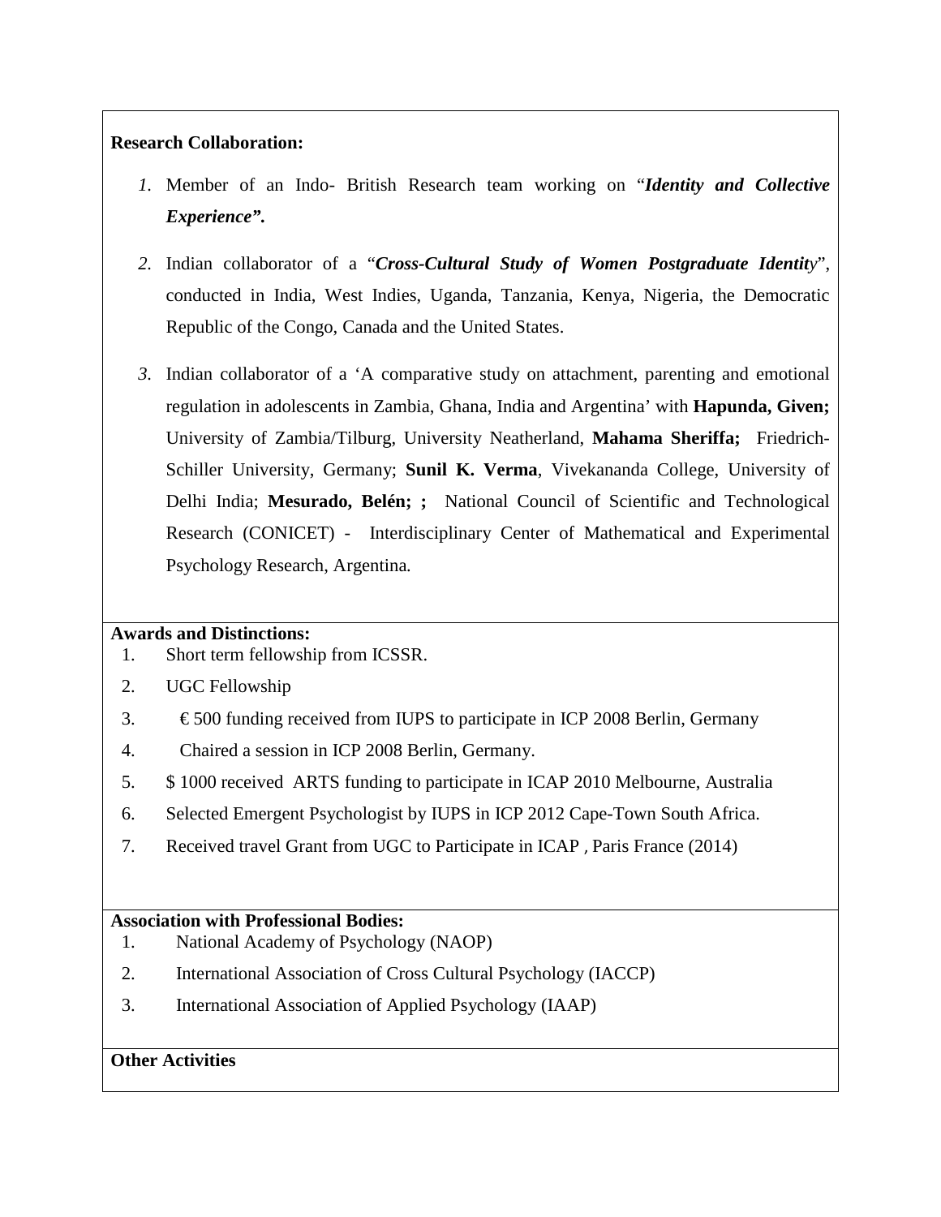**Research Collaboration:**

1. Member of an Indo- British Research team working on "***Identity and Collective Experience".***

2. Indian collaborator of a "***Cross-Cultural Study of Women Postgraduate Identit****y*", conducted in India, West Indies, Uganda, Tanzania, Kenya, Nigeria, the Democratic Republic of the Congo, Canada and the United States.

3. Indian collaborator of a 'A comparative study on attachment, parenting and emotional regulation in adolescents in Zambia, Ghana, India and Argentina' with **Hapunda, Given;** University of Zambia/Tilburg, University Neatherland, **Mahama Sheriffa;** Friedrich-Schiller University, Germany; **Sunil K. Verma**, Vivekananda College, University of Delhi India; **Mesurado, Belén; ;** National Council of Scientific and Technological Research (CONICET) - Interdisciplinary Center of Mathematical and Experimental Psychology Research, Argentina.

**Awards and Distinctions:**

1. Short term fellowship from ICSSR.
2. UGC Fellowship
3. € 500 funding received from IUPS to participate in ICP 2008 Berlin, Germany
4. Chaired a session in ICP 2008 Berlin, Germany.
5. $ 1000 received ARTS funding to participate in ICAP 2010 Melbourne, Australia
6. Selected Emergent Psychologist by IUPS in ICP 2012 Cape-Town South Africa.
7. Received travel Grant from UGC to Participate in ICAP , Paris France (2014)

**Association with Professional Bodies:**

1. National Academy of Psychology (NAOP)
2. International Association of Cross Cultural Psychology (IACCP)
3. International Association of Applied Psychology (IAAP)

**Other Activities**